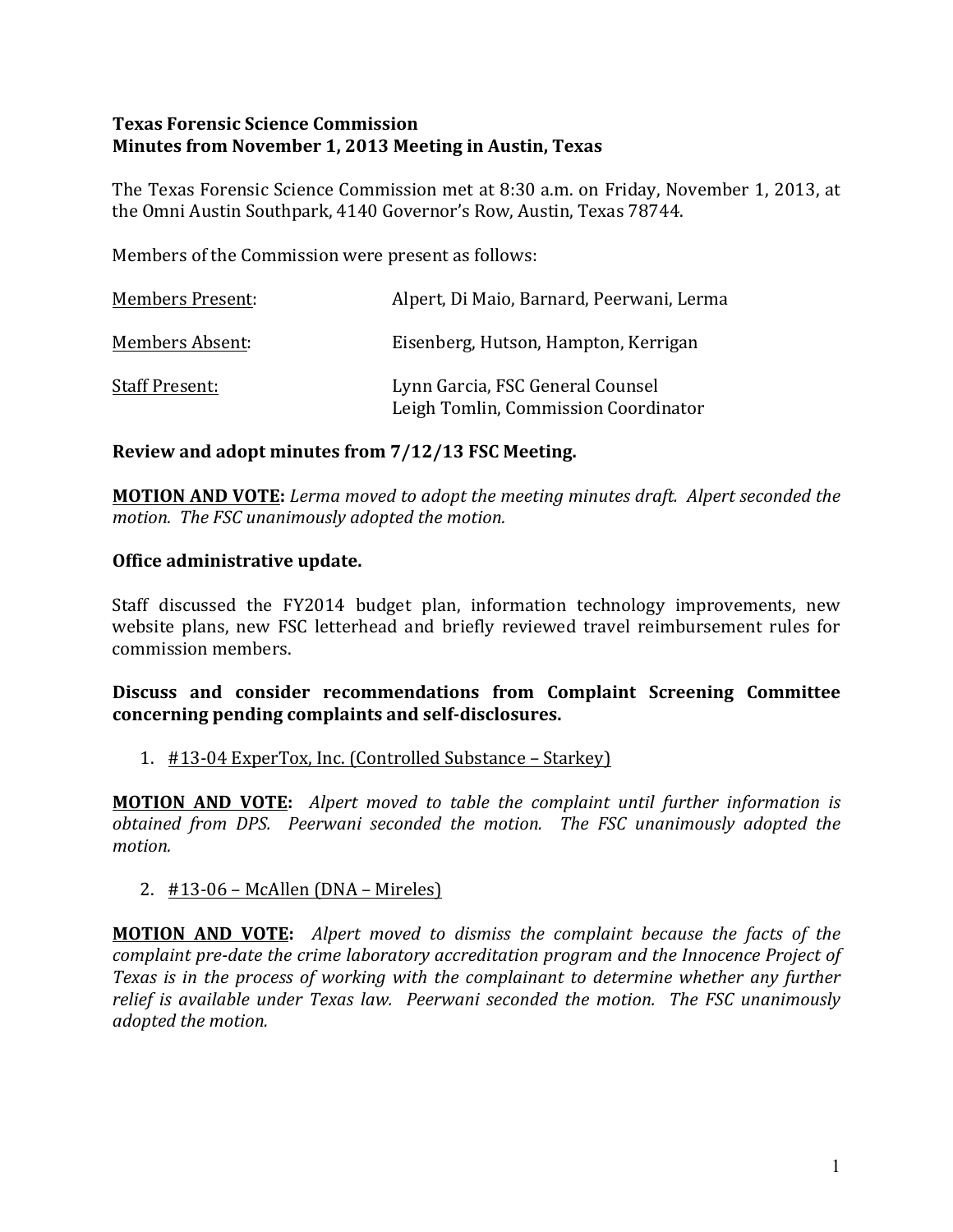**Texas Forensic Science Commission**
**Minutes from November 1, 2013 Meeting in Austin, Texas**

The Texas Forensic Science Commission met at 8:30 a.m. on Friday, November 1, 2013, at the Omni Austin Southpark, 4140 Governor's Row, Austin, Texas 78744.

Members of the Commission were present as follows:

| | |
|---|---|
| Members Present: | Alpert, Di Maio, Barnard, Peerwani, Lerma |
| Members Absent: | Eisenberg, Hutson, Hampton, Kerrigan |
| Staff Present: | Lynn Garcia, FSC General Counsel<br>Leigh Tomlin, Commission Coordinator |

**Review and adopt minutes from 7/12/13 FSC Meeting.**

**MOTION AND VOTE:** *Lerma moved to adopt the meeting minutes draft. Alpert seconded the motion. The FSC unanimously adopted the motion.*

**Office administrative update.**

Staff discussed the FY2014 budget plan, information technology improvements, new website plans, new FSC letterhead and briefly reviewed travel reimbursement rules for commission members.

**Discuss and consider recommendations from Complaint Screening Committee concerning pending complaints and self-disclosures.**

1. #13-04 ExperTox, Inc. (Controlled Substance – Starkey)

**MOTION AND VOTE:** *Alpert moved to table the complaint until further information is obtained from DPS. Peerwani seconded the motion. The FSC unanimously adopted the motion.*

2. #13-06 – McAllen (DNA – Mireles)

**MOTION AND VOTE:** *Alpert moved to dismiss the complaint because the facts of the complaint pre-date the crime laboratory accreditation program and the Innocence Project of Texas is in the process of working with the complainant to determine whether any further relief is available under Texas law. Peerwani seconded the motion. The FSC unanimously adopted the motion.*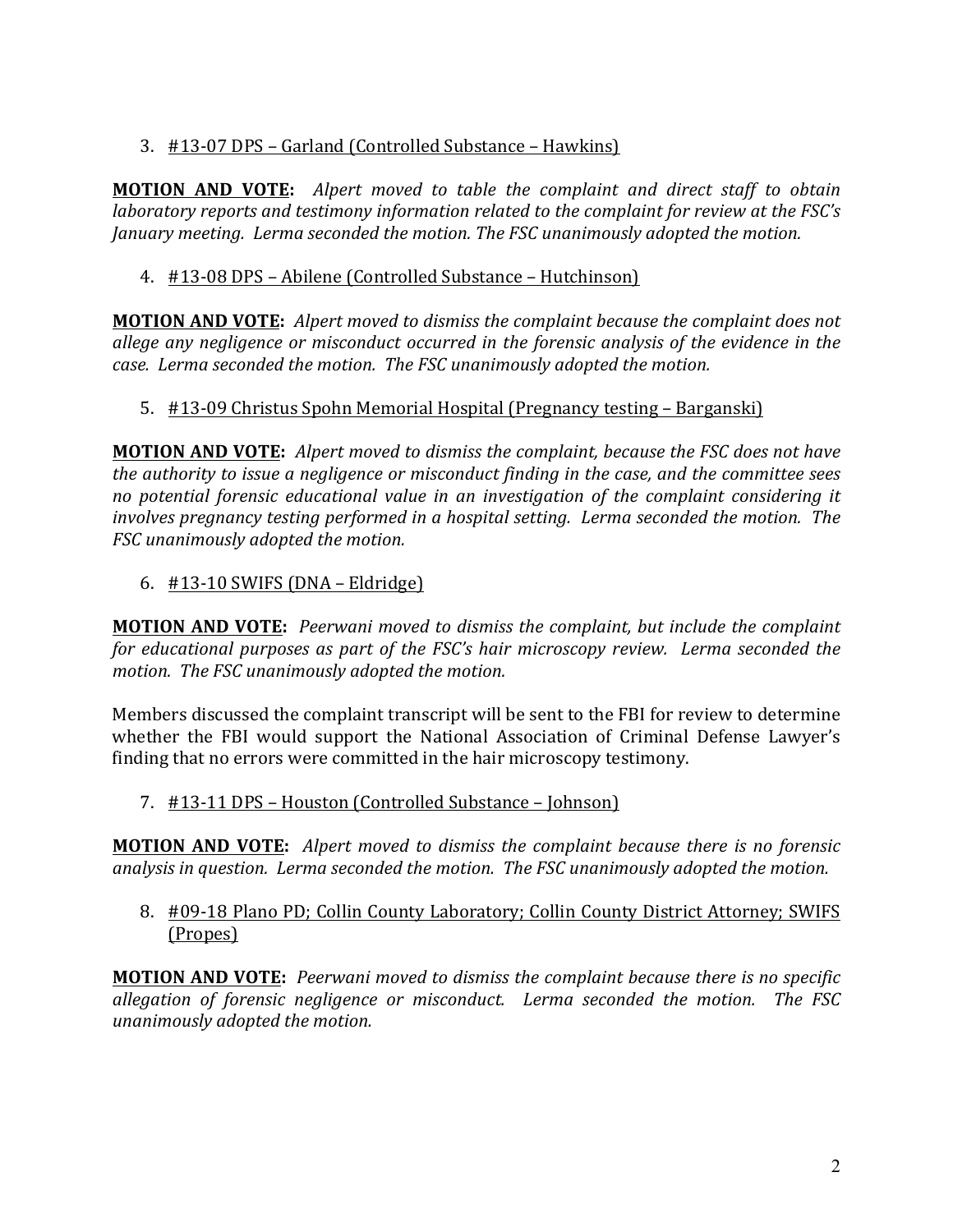3. #13-07 DPS – Garland (Controlled Substance – Hawkins)

**MOTION AND VOTE:** *Alpert moved to table the complaint and direct staff to obtain laboratory reports and testimony information related to the complaint for review at the FSC's January meeting. Lerma seconded the motion. The FSC unanimously adopted the motion.*

4. #13-08 DPS – Abilene (Controlled Substance – Hutchinson)

**MOTION AND VOTE:** *Alpert moved to dismiss the complaint because the complaint does not allege any negligence or misconduct occurred in the forensic analysis of the evidence in the case. Lerma seconded the motion. The FSC unanimously adopted the motion.*

5. #13-09 Christus Spohn Memorial Hospital (Pregnancy testing – Barganski)

**MOTION AND VOTE:** *Alpert moved to dismiss the complaint, because the FSC does not have the authority to issue a negligence or misconduct finding in the case, and the committee sees no potential forensic educational value in an investigation of the complaint considering it involves pregnancy testing performed in a hospital setting. Lerma seconded the motion. The FSC unanimously adopted the motion.*

6. #13-10 SWIFS (DNA – Eldridge)

**MOTION AND VOTE:** *Peerwani moved to dismiss the complaint, but include the complaint for educational purposes as part of the FSC's hair microscopy review. Lerma seconded the motion. The FSC unanimously adopted the motion.*

Members discussed the complaint transcript will be sent to the FBI for review to determine whether the FBI would support the National Association of Criminal Defense Lawyer's finding that no errors were committed in the hair microscopy testimony.

7. #13-11 DPS – Houston (Controlled Substance – Johnson)

**MOTION AND VOTE:** *Alpert moved to dismiss the complaint because there is no forensic analysis in question. Lerma seconded the motion. The FSC unanimously adopted the motion.*

8. #09-18 Plano PD; Collin County Laboratory; Collin County District Attorney; SWIFS (Propes)

**MOTION AND VOTE:** *Peerwani moved to dismiss the complaint because there is no specific allegation of forensic negligence or misconduct. Lerma seconded the motion. The FSC unanimously adopted the motion.*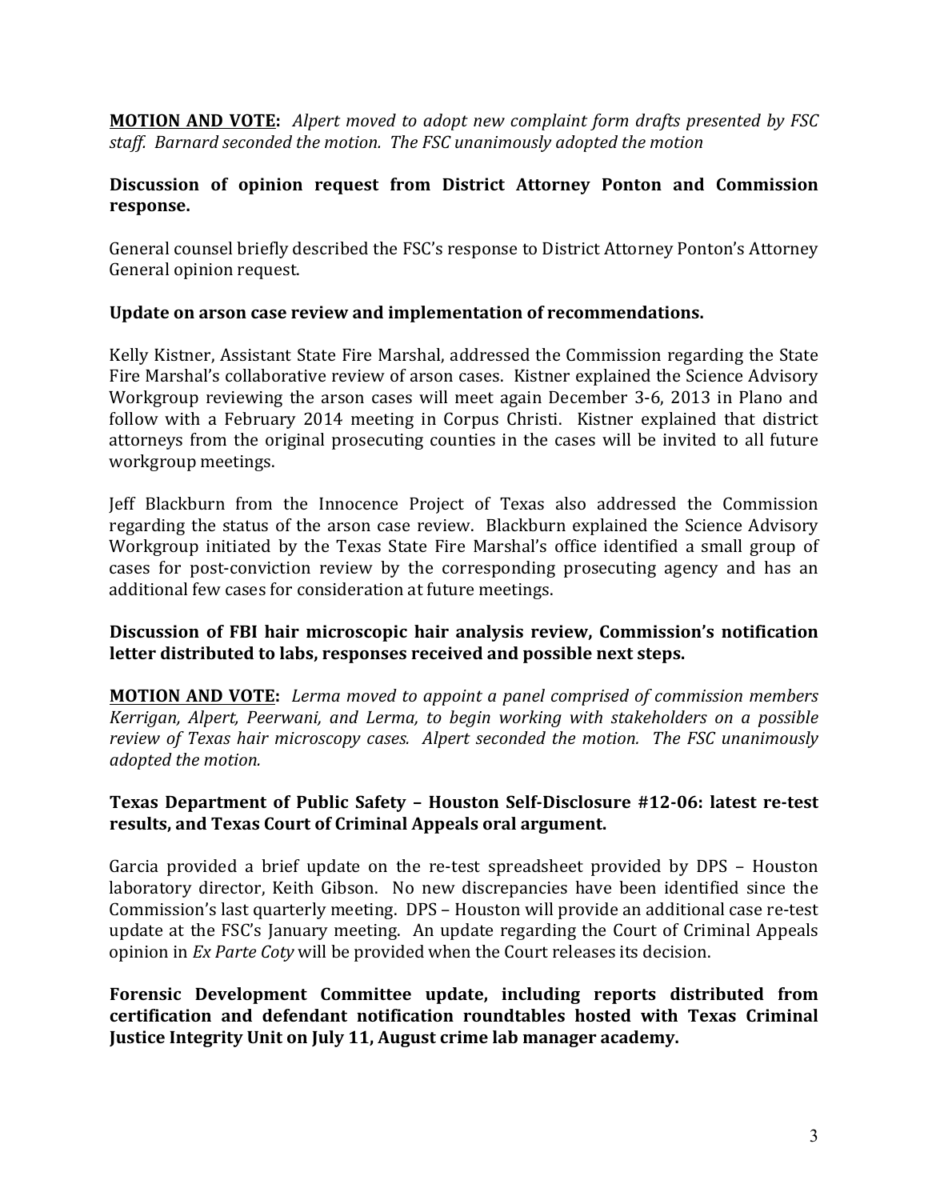**MOTION AND VOTE:** *Alpert moved to adopt new complaint form drafts presented by FSC staff. Barnard seconded the motion. The FSC unanimously adopted the motion*

**Discussion of opinion request from District Attorney Ponton and Commission response.**

General counsel briefly described the FSC's response to District Attorney Ponton's Attorney General opinion request.

**Update on arson case review and implementation of recommendations.**

Kelly Kistner, Assistant State Fire Marshal, addressed the Commission regarding the State Fire Marshal's collaborative review of arson cases. Kistner explained the Science Advisory Workgroup reviewing the arson cases will meet again December 3-6, 2013 in Plano and follow with a February 2014 meeting in Corpus Christi. Kistner explained that district attorneys from the original prosecuting counties in the cases will be invited to all future workgroup meetings.

Jeff Blackburn from the Innocence Project of Texas also addressed the Commission regarding the status of the arson case review. Blackburn explained the Science Advisory Workgroup initiated by the Texas State Fire Marshal's office identified a small group of cases for post-conviction review by the corresponding prosecuting agency and has an additional few cases for consideration at future meetings.

**Discussion of FBI hair microscopic hair analysis review, Commission's notification letter distributed to labs, responses received and possible next steps.**

**MOTION AND VOTE:** *Lerma moved to appoint a panel comprised of commission members Kerrigan, Alpert, Peerwani, and Lerma, to begin working with stakeholders on a possible review of Texas hair microscopy cases. Alpert seconded the motion. The FSC unanimously adopted the motion.*

**Texas Department of Public Safety – Houston Self-Disclosure #12-06: latest re-test results, and Texas Court of Criminal Appeals oral argument.**

Garcia provided a brief update on the re-test spreadsheet provided by DPS – Houston laboratory director, Keith Gibson. No new discrepancies have been identified since the Commission's last quarterly meeting. DPS – Houston will provide an additional case re-test update at the FSC's January meeting. An update regarding the Court of Criminal Appeals opinion in *Ex Parte Coty* will be provided when the Court releases its decision.

**Forensic Development Committee update, including reports distributed from certification and defendant notification roundtables hosted with Texas Criminal Justice Integrity Unit on July 11, August crime lab manager academy.**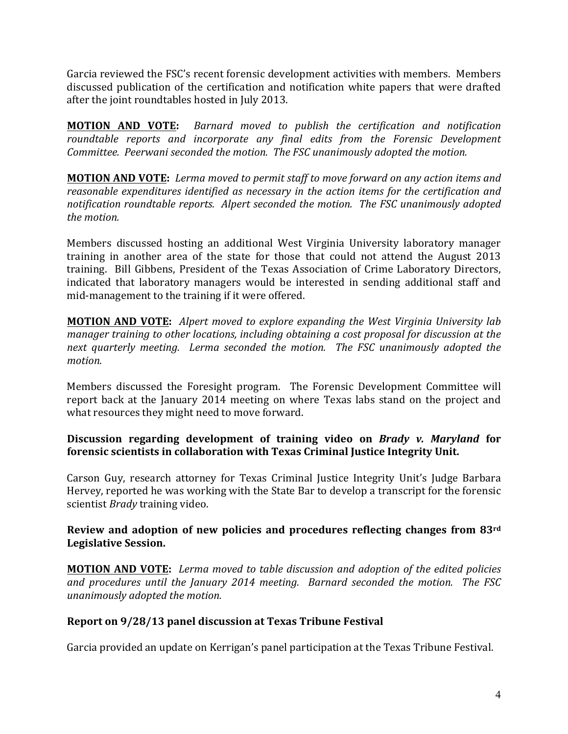Garcia reviewed the FSC's recent forensic development activities with members. Members discussed publication of the certification and notification white papers that were drafted after the joint roundtables hosted in July 2013.

**MOTION AND VOTE:** *Barnard moved to publish the certification and notification roundtable reports and incorporate any final edits from the Forensic Development Committee. Peerwani seconded the motion. The FSC unanimously adopted the motion.*

**MOTION AND VOTE:** *Lerma moved to permit staff to move forward on any action items and reasonable expenditures identified as necessary in the action items for the certification and notification roundtable reports. Alpert seconded the motion. The FSC unanimously adopted the motion.*

Members discussed hosting an additional West Virginia University laboratory manager training in another area of the state for those that could not attend the August 2013 training. Bill Gibbens, President of the Texas Association of Crime Laboratory Directors, indicated that laboratory managers would be interested in sending additional staff and mid-management to the training if it were offered.

**MOTION AND VOTE:** *Alpert moved to explore expanding the West Virginia University lab manager training to other locations, including obtaining a cost proposal for discussion at the next quarterly meeting. Lerma seconded the motion. The FSC unanimously adopted the motion.*

Members discussed the Foresight program. The Forensic Development Committee will report back at the January 2014 meeting on where Texas labs stand on the project and what resources they might need to move forward.

**Discussion regarding development of training video on *Brady v. Maryland* for forensic scientists in collaboration with Texas Criminal Justice Integrity Unit.**

Carson Guy, research attorney for Texas Criminal Justice Integrity Unit's Judge Barbara Hervey, reported he was working with the State Bar to develop a transcript for the forensic scientist *Brady* training video.

**Review and adoption of new policies and procedures reflecting changes from 83rd Legislative Session.**

**MOTION AND VOTE:** *Lerma moved to table discussion and adoption of the edited policies and procedures until the January 2014 meeting. Barnard seconded the motion. The FSC unanimously adopted the motion.*

**Report on 9/28/13 panel discussion at Texas Tribune Festival**

Garcia provided an update on Kerrigan's panel participation at the Texas Tribune Festival.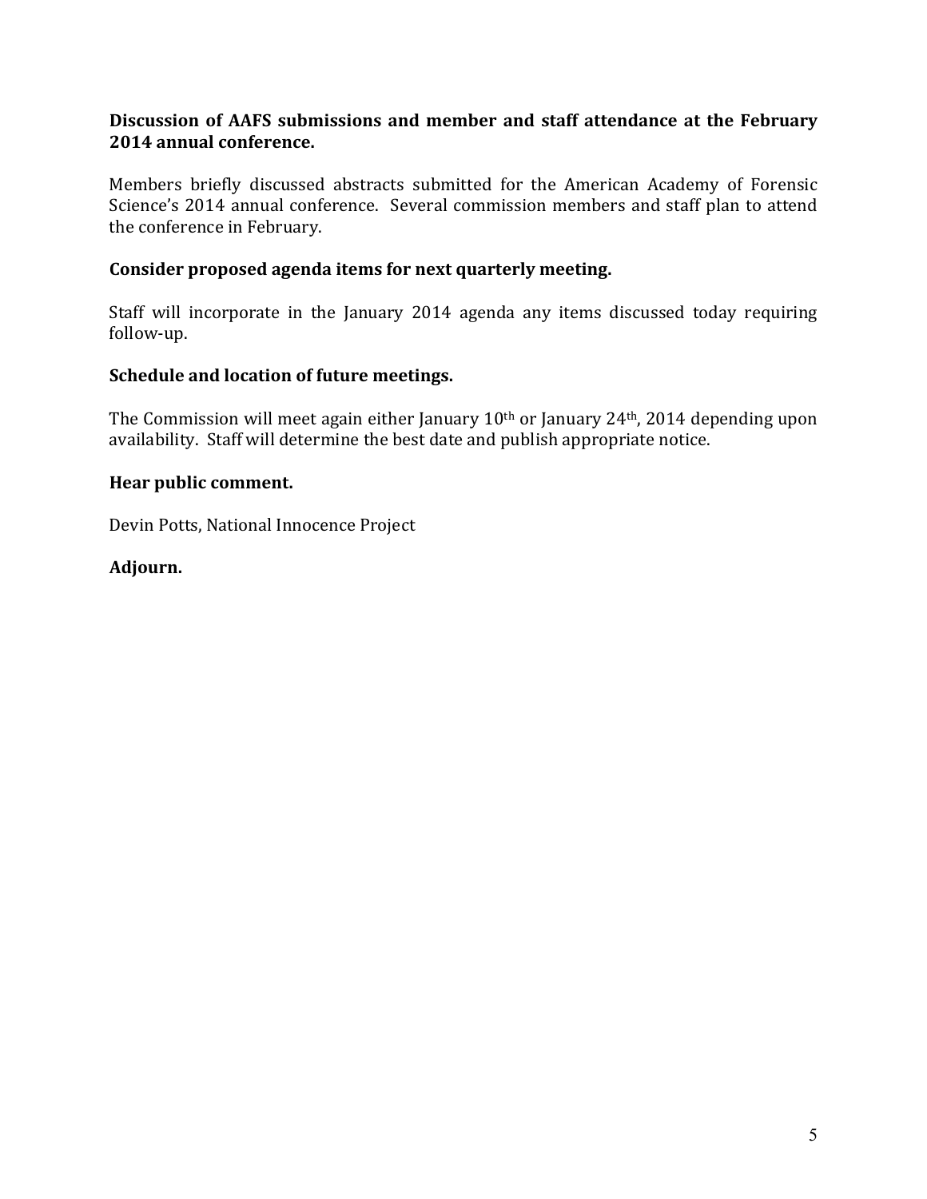**Discussion of AAFS submissions and member and staff attendance at the February 2014 annual conference.**

Members briefly discussed abstracts submitted for the American Academy of Forensic Science's 2014 annual conference. Several commission members and staff plan to attend the conference in February.

**Consider proposed agenda items for next quarterly meeting.**

Staff will incorporate in the January 2014 agenda any items discussed today requiring follow-up.

**Schedule and location of future meetings.**

The Commission will meet again either January 10th or January 24th, 2014 depending upon availability. Staff will determine the best date and publish appropriate notice.

**Hear public comment.**

Devin Potts, National Innocence Project

**Adjourn.**